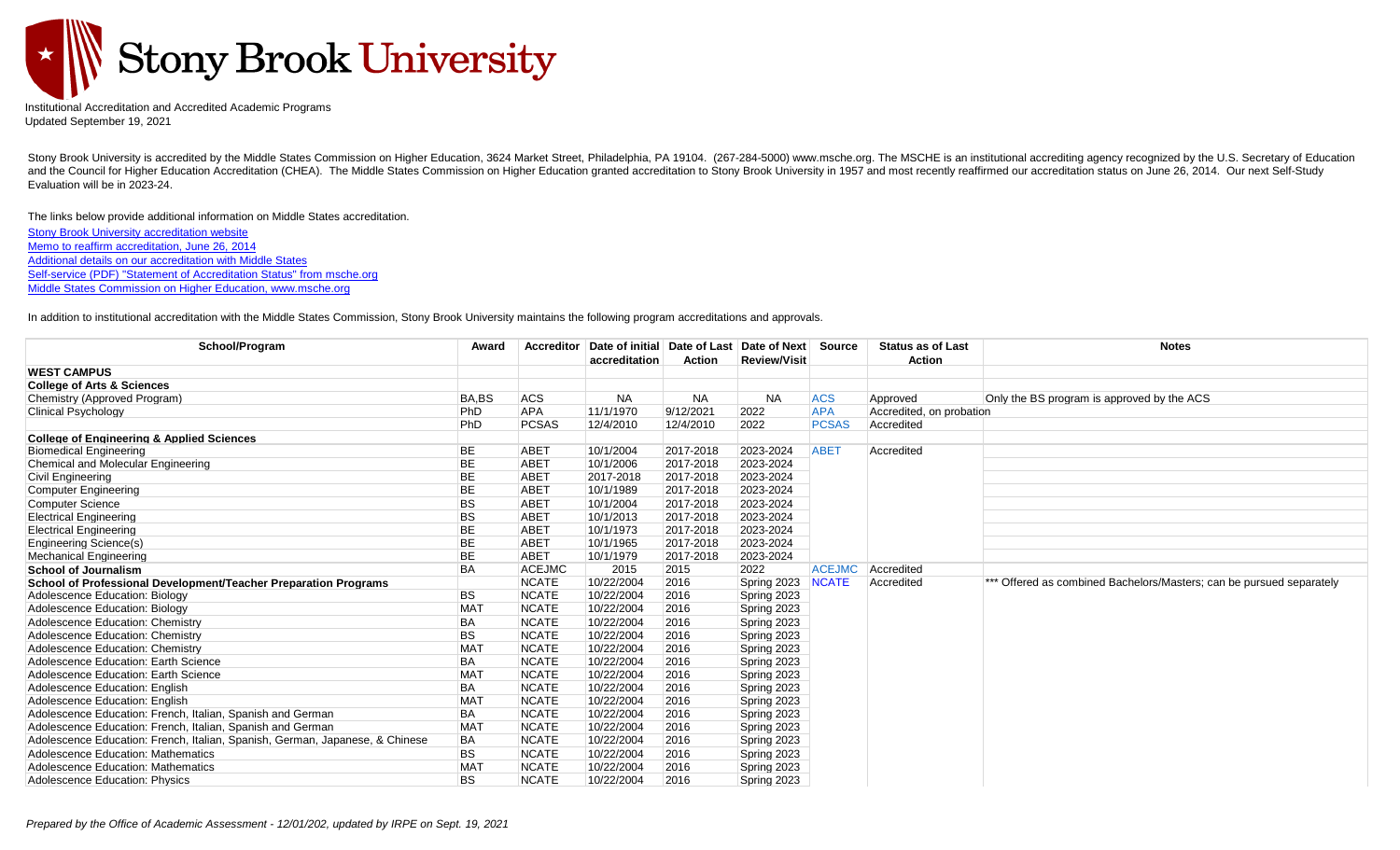# Stony Brook University

Institutional Accreditation and Accredited Academic Programs
Updated September 19, 2021

Stony Brook University is accredited by the Middle States Commission on Higher Education, 3624 Market Street, Philadelphia, PA 19104. (267-284-5000) www.msche.org. The MSCHE is an institutional accrediting agency recognized by the U.S. Secretary of Education and the Council for Higher Education Accreditation (CHEA). The Middle States Commission on Higher Education granted accreditation to Stony Brook University in 1957 and most recently reaffirmed our accreditation status on June 26, 2014. Our next Self-Study Evaluation will be in 2023-24.

The links below provide additional information on Middle States accreditation.

- Stony Brook University accreditation website
- Memo to reaffirm accreditation, June 26, 2014
- Additional details on our accreditation with Middle States
- Self-service (PDF) "Statement of Accreditation Status" from msche.org
- Middle States Commission on Higher Education, www.msche.org

In addition to institutional accreditation with the Middle States Commission, Stony Brook University maintains the following program accreditations and approvals.

| School/Program | Award | Accreditor | Date of initial accreditation | Date of Last Action | Date of Next Review/Visit | Source | Status as of Last Action | Notes |
|---|---|---|---|---|---|---|---|---|
| **WEST CAMPUS** | | | | | | | | |
| **College of Arts & Sciences** | | | | | | | | |
| Chemistry (Approved Program) | BA,BS | ACS | NA | NA | NA | ACS | Approved | Only the BS program is approved by the ACS |
| Clinical Psychology | PhD | APA | 11/1/1970 | 9/12/2021 | 2022 | APA | Accredited, on probation | |
| | PhD | PCSAS | 12/4/2010 | 12/4/2010 | 2022 | PCSAS | Accredited | |
| **College of Engineering & Applied Sciences** | | | | | | | | |
| Biomedical Engineering | BE | ABET | 10/1/2004 | 2017-2018 | 2023-2024 | ABET | Accredited | |
| Chemical and Molecular Engineering | BE | ABET | 10/1/2006 | 2017-2018 | 2023-2024 | | | |
| Civil Engineering | BE | ABET | 2017-2018 | 2017-2018 | 2023-2024 | | | |
| Computer Engineering | BE | ABET | 10/1/1989 | 2017-2018 | 2023-2024 | | | |
| Computer Science | BS | ABET | 10/1/2004 | 2017-2018 | 2023-2024 | | | |
| Electrical Engineering | BS | ABET | 10/1/2013 | 2017-2018 | 2023-2024 | | | |
| Electrical Engineering | BE | ABET | 10/1/1973 | 2017-2018 | 2023-2024 | | | |
| Engineering Science(s) | BE | ABET | 10/1/1965 | 2017-2018 | 2023-2024 | | | |
| Mechanical Engineering | BE | ABET | 10/1/1979 | 2017-2018 | 2023-2024 | | | |
| **School of Journalism** | BA | ACEJMC | 2015 | 2015 | 2022 | ACEJMC | Accredited | |
| **School of Professional Development/Teacher Preparation Programs** | | NCATE | 10/22/2004 | 2016 | Spring 2023 | NCATE | Accredited | *** Offered as combined Bachelors/Masters; can be pursued separately |
| Adolescence Education: Biology | BS | NCATE | 10/22/2004 | 2016 | Spring 2023 | | | |
| Adolescence Education: Biology | MAT | NCATE | 10/22/2004 | 2016 | Spring 2023 | | | |
| Adolescence Education: Chemistry | BA | NCATE | 10/22/2004 | 2016 | Spring 2023 | | | |
| Adolescence Education: Chemistry | BS | NCATE | 10/22/2004 | 2016 | Spring 2023 | | | |
| Adolescence Education: Chemistry | MAT | NCATE | 10/22/2004 | 2016 | Spring 2023 | | | |
| Adolescence Education: Earth Science | BA | NCATE | 10/22/2004 | 2016 | Spring 2023 | | | |
| Adolescence Education: Earth Science | MAT | NCATE | 10/22/2004 | 2016 | Spring 2023 | | | |
| Adolescence Education: English | BA | NCATE | 10/22/2004 | 2016 | Spring 2023 | | | |
| Adolescence Education: English | MAT | NCATE | 10/22/2004 | 2016 | Spring 2023 | | | |
| Adolescence Education: French, Italian, Spanish and German | BA | NCATE | 10/22/2004 | 2016 | Spring 2023 | | | |
| Adolescence Education: French, Italian, Spanish and German | MAT | NCATE | 10/22/2004 | 2016 | Spring 2023 | | | |
| Adolescence Education: French, Italian, Spanish, German, Japanese, & Chinese | BA | NCATE | 10/22/2004 | 2016 | Spring 2023 | | | |
| Adolescence Education: Mathematics | BS | NCATE | 10/22/2004 | 2016 | Spring 2023 | | | |
| Adolescence Education: Mathematics | MAT | NCATE | 10/22/2004 | 2016 | Spring 2023 | | | |
| Adolescence Education: Physics | BS | NCATE | 10/22/2004 | 2016 | Spring 2023 | | | |

*Prepared by the Office of Academic Assessment - 12/01/202, updated by IRPE on Sept. 19, 2021*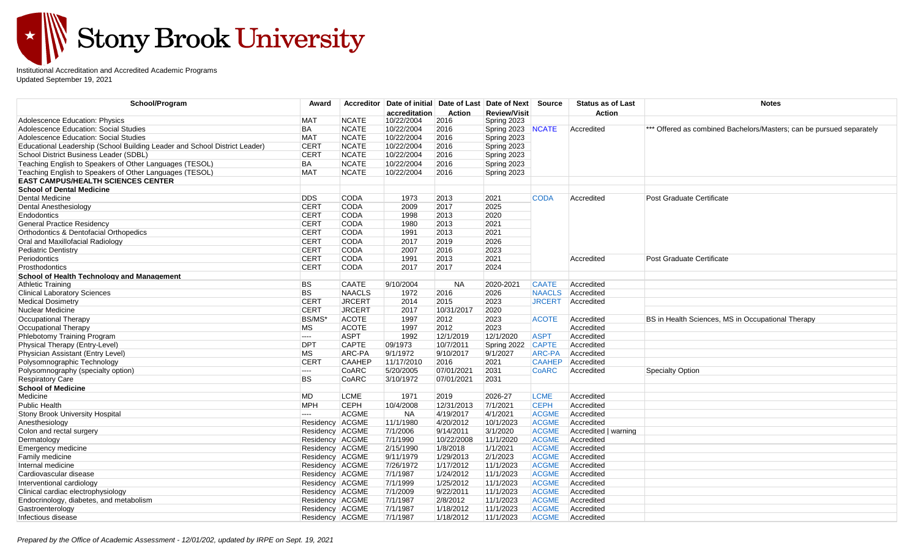Stony Brook University

Institutional Accreditation and Accredited Academic Programs
Updated September 19, 2021

| School/Program | Award | Accreditor | Date of initial accreditation | Date of Last Action | Date of Next Review/Visit | Source | Status as of Last Action | Notes |
|---|---|---|---|---|---|---|---|---|
| Adolescence Education: Physics | MAT | NCATE | 10/22/2004 | 2016 | Spring 2023 | | | |
| Adolescence Education: Social Studies | BA | NCATE | 10/22/2004 | 2016 | Spring 2023 | NCATE | Accredited | *** Offered as combined Bachelors/Masters; can be pursued separately |
| Adolescence Education: Social Studies | MAT | NCATE | 10/22/2004 | 2016 | Spring 2023 | | | |
| Educational Leadership (School Building Leader and School District Leader) | CERT | NCATE | 10/22/2004 | 2016 | Spring 2023 | | | |
| School District Business Leader (SDBL) | CERT | NCATE | 10/22/2004 | 2016 | Spring 2023 | | | |
| Teaching English to Speakers of Other Languages (TESOL) | BA | NCATE | 10/22/2004 | 2016 | Spring 2023 | | | |
| Teaching English to Speakers of Other Languages (TESOL) | MAT | NCATE | 10/22/2004 | 2016 | Spring 2023 | | | |
| **EAST CAMPUS/HEALTH SCIENCES CENTER** | | | | | | | | |
| **School of Dental Medicine** | | | | | | | | |
| Dental Medicine | DDS | CODA | 1973 | 2013 | 2021 | CODA | Accredited | Post Graduate Certificate |
| Dental Anesthesiology | CERT | CODA | 2009 | 2017 | 2025 | | | |
| Endodontics | CERT | CODA | 1998 | 2013 | 2020 | | | |
| General Practice Residency | CERT | CODA | 1980 | 2013 | 2021 | | | |
| Orthodontics & Dentofacial Orthopedics | CERT | CODA | 1991 | 2013 | 2021 | | | |
| Oral and Maxillofacial Radiology | CERT | CODA | 2017 | 2019 | 2026 | | | |
| Pediatric Dentistry | CERT | CODA | 2007 | 2016 | 2023 | | | |
| Periodontics | CERT | CODA | 1991 | 2013 | 2021 | | Accredited | Post Graduate Certificate |
| Prosthodontics | CERT | CODA | 2017 | 2017 | 2024 | | | |
| **School of Health Technology and Management** | | | | | | | | |
| Athletic Training | BS | CAATE | 9/10/2004 | NA | 2020-2021 | CAATE | Accredited | |
| Clinical Laboratory Sciences | BS | NAACLS | 1972 | 2016 | 2026 | NAACLS | Accredited | |
| Medical Dosimetry | CERT | JRCERT | 2014 | 2015 | 2023 | JRCERT | Accredited | |
| Nuclear Medicine | CERT | JRCERT | 2017 | 10/31/2017 | 2020 | | | |
| Occupational Therapy | BS/MS* | ACOTE | 1997 | 2012 | 2023 | ACOTE | Accredited | BS in Health Sciences, MS in Occupational Therapy |
| Occupational Therapy | MS | ACOTE | 1997 | 2012 | 2023 | | Accredited | |
| Phlebotomy Training Program | ---- | ASPT | 1992 | 12/1/2019 | 12/1/2020 | ASPT | Accredited | |
| Physical Therapy (Entry-Level) | DPT | CAPTE | 09/1973 | 10/7/2011 | Spring 2022 | CAPTE | Accredited | |
| Physician Assistant (Entry Level) | MS | ARC-PA | 9/1/1972 | 9/10/2017 | 9/1/2027 | ARC-PA | Accredited | |
| Polysomnographic Technology | CERT | CAAHEP | 11/17/2010 | 2016 | 2021 | CAAHEP | Accredited | |
| Polysomnography (specialty option) | ---- | CoARC | 5/20/2005 | 07/01/2021 | 2031 | CoARC | Accredited | Specialty Option |
| Respiratory Care | BS | CoARC | 3/10/1972 | 07/01/2021 | 2031 | | | |
| **School of Medicine** | | | | | | | | |
| Medicine | MD | LCME | 1971 | 2019 | 2026-27 | LCME | Accredited | |
| Public Health | MPH | CEPH | 10/4/2008 | 12/31/2013 | 7/1/2021 | CEPH | Accredited | |
| Stony Brook University Hospital | ---- | ACGME | NA | 4/19/2017 | 4/1/2021 | ACGME | Accredited | |
| Anesthesiology | Residency | ACGME | 11/1/1980 | 4/20/2012 | 10/1/2023 | ACGME | Accredited | |
| Colon and rectal surgery | Residency | ACGME | 7/1/2006 | 9/14/2011 | 3/1/2020 | ACGME | Accredited \| warning | |
| Dermatology | Residency | ACGME | 7/1/1990 | 10/22/2008 | 11/1/2020 | ACGME | Accredited | |
| Emergency medicine | Residency | ACGME | 2/15/1990 | 1/8/2018 | 1/1/2021 | ACGME | Accredited | |
| Family medicine | Residency | ACGME | 9/11/1979 | 1/29/2013 | 2/1/2023 | ACGME | Accredited | |
| Internal medicine | Residency | ACGME | 7/26/1972 | 1/17/2012 | 11/1/2023 | ACGME | Accredited | |
| Cardiovascular disease | Residency | ACGME | 7/1/1987 | 1/24/2012 | 11/1/2023 | ACGME | Accredited | |
| Interventional cardiology | Residency | ACGME | 7/1/1999 | 1/25/2012 | 11/1/2023 | ACGME | Accredited | |
| Clinical cardiac electrophysiology | Residency | ACGME | 7/1/2009 | 9/22/2011 | 11/1/2023 | ACGME | Accredited | |
| Endocrinology, diabetes, and metabolism | Residency | ACGME | 7/1/1987 | 2/8/2012 | 11/1/2023 | ACGME | Accredited | |
| Gastroenterology | Residency | ACGME | 7/1/1987 | 1/18/2012 | 11/1/2023 | ACGME | Accredited | |
| Infectious disease | Residency | ACGME | 7/1/1987 | 1/18/2012 | 11/1/2023 | ACGME | Accredited | |

*Prepared by the Office of Academic Assessment - 12/01/202, updated by IRPE on Sept. 19, 2021*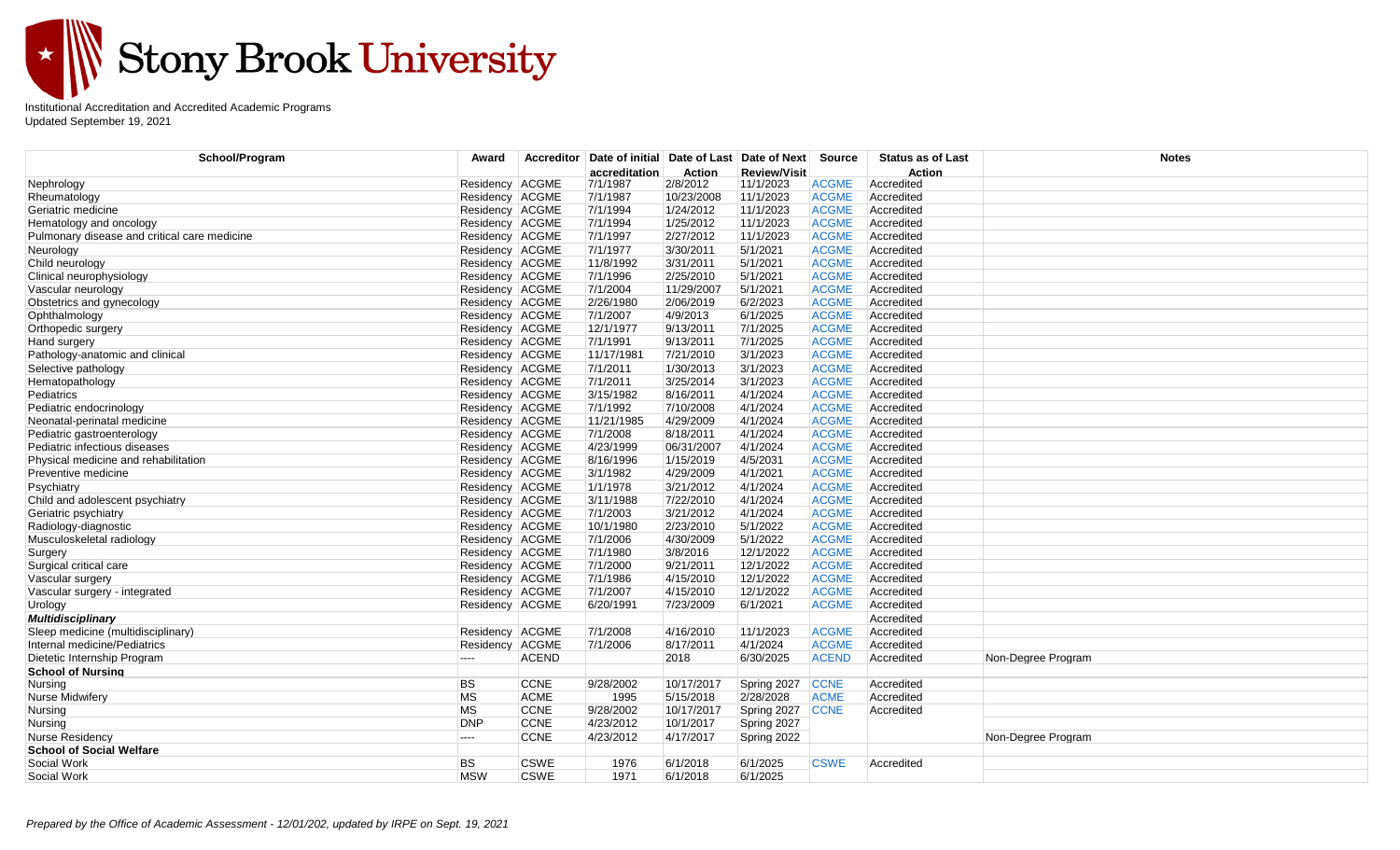# Stony Brook University

Institutional Accreditation and Accredited Academic Programs
Updated September 19, 2021

| School/Program | Award | Accreditor | Date of initial accreditation | Date of Last Action | Date of Next Review/Visit | Source | Status as of Last Action | Notes |
|---|---|---|---|---|---|---|---|---|
| Nephrology | Residency | ACGME | 7/1/1987 | 2/8/2012 | 11/1/2023 | ACGME | Accredited | |
| Rheumatology | Residency | ACGME | 7/1/1987 | 10/23/2008 | 11/1/2023 | ACGME | Accredited | |
| Geriatric medicine | Residency | ACGME | 7/1/1994 | 1/24/2012 | 11/1/2023 | ACGME | Accredited | |
| Hematology and oncology | Residency | ACGME | 7/1/1994 | 1/25/2012 | 11/1/2023 | ACGME | Accredited | |
| Pulmonary disease and critical care medicine | Residency | ACGME | 7/1/1997 | 2/27/2012 | 11/1/2023 | ACGME | Accredited | |
| Neurology | Residency | ACGME | 7/1/1977 | 3/30/2011 | 5/1/2021 | ACGME | Accredited | |
| Child neurology | Residency | ACGME | 11/8/1992 | 3/31/2011 | 5/1/2021 | ACGME | Accredited | |
| Clinical neurophysiology | Residency | ACGME | 7/1/1996 | 2/25/2010 | 5/1/2021 | ACGME | Accredited | |
| Vascular neurology | Residency | ACGME | 7/1/2004 | 11/29/2007 | 5/1/2021 | ACGME | Accredited | |
| Obstetrics and gynecology | Residency | ACGME | 2/26/1980 | 2/06/2019 | 6/2/2023 | ACGME | Accredited | |
| Ophthalmology | Residency | ACGME | 7/1/2007 | 4/9/2013 | 6/1/2025 | ACGME | Accredited | |
| Orthopedic surgery | Residency | ACGME | 12/1/1977 | 9/13/2011 | 7/1/2025 | ACGME | Accredited | |
| Hand surgery | Residency | ACGME | 7/1/1991 | 9/13/2011 | 7/1/2025 | ACGME | Accredited | |
| Pathology-anatomic and clinical | Residency | ACGME | 11/17/1981 | 7/21/2010 | 3/1/2023 | ACGME | Accredited | |
| Selective pathology | Residency | ACGME | 7/1/2011 | 1/30/2013 | 3/1/2023 | ACGME | Accredited | |
| Hematopathology | Residency | ACGME | 7/1/2011 | 3/25/2014 | 3/1/2023 | ACGME | Accredited | |
| Pediatrics | Residency | ACGME | 3/15/1982 | 8/16/2011 | 4/1/2024 | ACGME | Accredited | |
| Pediatric endocrinology | Residency | ACGME | 7/1/1992 | 7/10/2008 | 4/1/2024 | ACGME | Accredited | |
| Neonatal-perinatal medicine | Residency | ACGME | 11/21/1985 | 4/29/2009 | 4/1/2024 | ACGME | Accredited | |
| Pediatric gastroenterology | Residency | ACGME | 7/1/2008 | 8/18/2011 | 4/1/2024 | ACGME | Accredited | |
| Pediatric infectious diseases | Residency | ACGME | 4/23/1999 | 06/31/2007 | 4/1/2024 | ACGME | Accredited | |
| Physical medicine and rehabilitation | Residency | ACGME | 8/16/1996 | 1/15/2019 | 4/5/2031 | ACGME | Accredited | |
| Preventive medicine | Residency | ACGME | 3/1/1982 | 4/29/2009 | 4/1/2021 | ACGME | Accredited | |
| Psychiatry | Residency | ACGME | 1/1/1978 | 3/21/2012 | 4/1/2024 | ACGME | Accredited | |
| Child and adolescent psychiatry | Residency | ACGME | 3/11/1988 | 7/22/2010 | 4/1/2024 | ACGME | Accredited | |
| Geriatric psychiatry | Residency | ACGME | 7/1/2003 | 3/21/2012 | 4/1/2024 | ACGME | Accredited | |
| Radiology-diagnostic | Residency | ACGME | 10/1/1980 | 2/23/2010 | 5/1/2022 | ACGME | Accredited | |
| Musculoskeletal radiology | Residency | ACGME | 7/1/2006 | 4/30/2009 | 5/1/2022 | ACGME | Accredited | |
| Surgery | Residency | ACGME | 7/1/1980 | 3/8/2016 | 12/1/2022 | ACGME | Accredited | |
| Surgical critical care | Residency | ACGME | 7/1/2000 | 9/21/2011 | 12/1/2022 | ACGME | Accredited | |
| Vascular surgery | Residency | ACGME | 7/1/1986 | 4/15/2010 | 12/1/2022 | ACGME | Accredited | |
| Vascular surgery - integrated | Residency | ACGME | 7/1/2007 | 4/15/2010 | 12/1/2022 | ACGME | Accredited | |
| Urology | Residency | ACGME | 6/20/1991 | 7/23/2009 | 6/1/2021 | ACGME | Accredited | |
| ***Multidisciplinary*** | | | | | | | Accredited | |
| Sleep medicine (multidisciplinary) | Residency | ACGME | 7/1/2008 | 4/16/2010 | 11/1/2023 | ACGME | Accredited | |
| Internal medicine/Pediatrics | Residency | ACGME | 7/1/2006 | 8/17/2011 | 4/1/2024 | ACGME | Accredited | |
| Dietetic Internship Program | ---- | ACEND | | 2018 | 6/30/2025 | ACEND | Accredited | Non-Degree Program |
| **School of Nursing** | | | | | | | | |
| Nursing | BS | CCNE | 9/28/2002 | 10/17/2017 | Spring 2027 | CCNE | Accredited | |
| Nurse Midwifery | MS | ACME | 1995 | 5/15/2018 | 2/28/2028 | ACME | Accredited | |
| Nursing | MS | CCNE | 9/28/2002 | 10/17/2017 | Spring 2027 | CCNE | Accredited | |
| Nursing | DNP | CCNE | 4/23/2012 | 10/1/2017 | Spring 2027 | | | |
| Nurse Residency | ---- | CCNE | 4/23/2012 | 4/17/2017 | Spring 2022 | | | Non-Degree Program |
| **School of Social Welfare** | | | | | | | | |
| Social Work | BS | CSWE | 1976 | 6/1/2018 | 6/1/2025 | CSWE | Accredited | |
| Social Work | MSW | CSWE | 1971 | 6/1/2018 | 6/1/2025 | | | |

*Prepared by the Office of Academic Assessment - 12/01/202, updated by IRPE on Sept. 19, 2021*